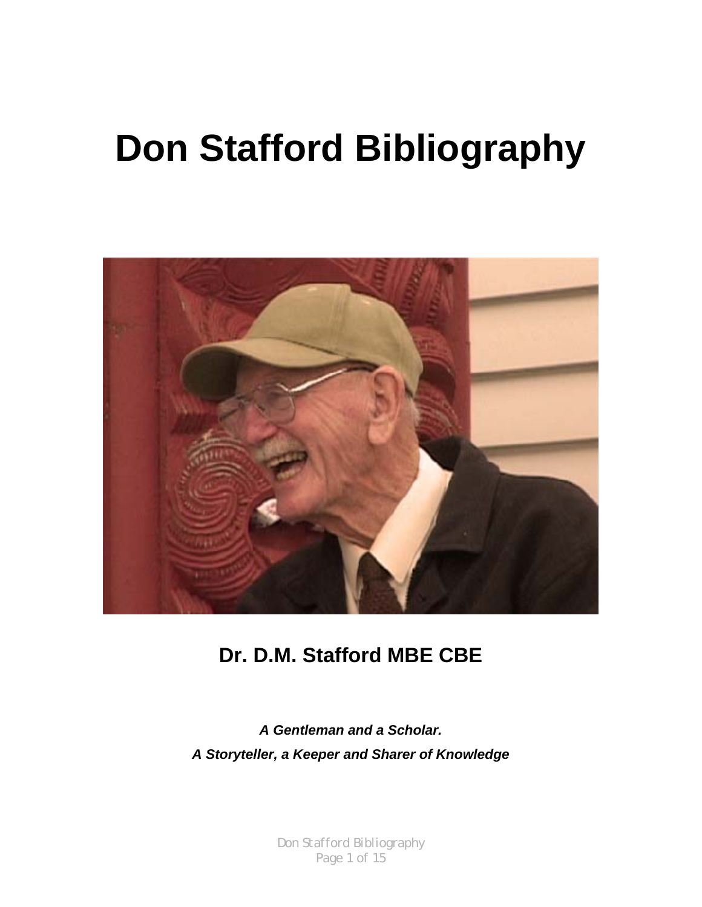# Don Stafford Bibliography

## Dr. D.M. Stafford MBE CBE

***A Gentleman and a Scholar.***

***A Storyteller, a Keeper and Sharer of Knowledge***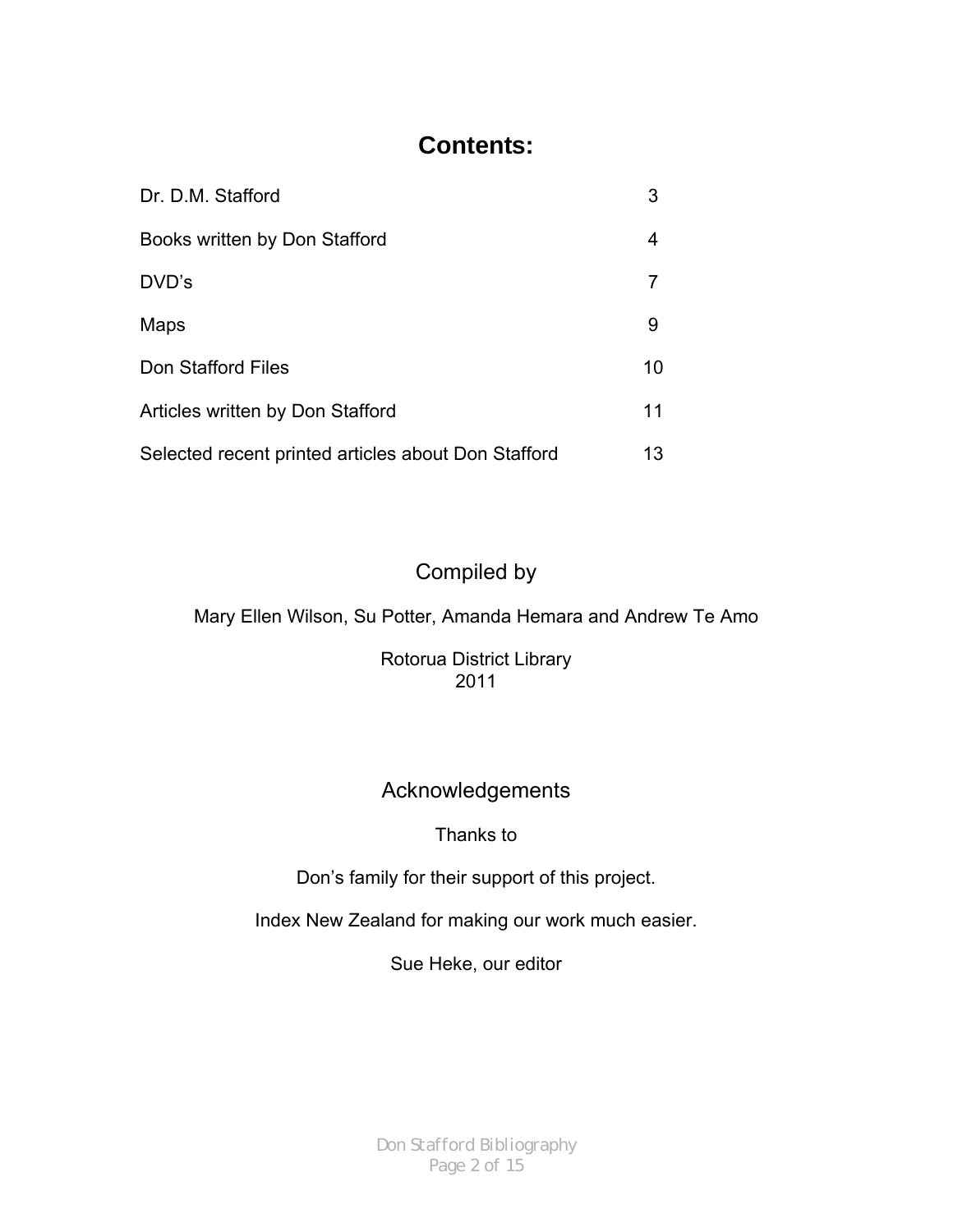# Contents:

| | |
|---|---|
| Dr. D.M. Stafford | 3 |
| Books written by Don Stafford | 4 |
| DVD's | 7 |
| Maps | 9 |
| Don Stafford Files | 10 |
| Articles written by Don Stafford | 11 |
| Selected recent printed articles about Don Stafford | 13 |

## Compiled by

Mary Ellen Wilson, Su Potter, Amanda Hemara and Andrew Te Amo

Rotorua District Library
2011

## Acknowledgements

Thanks to

Don's family for their support of this project.

Index New Zealand for making our work much easier.

Sue Heke, our editor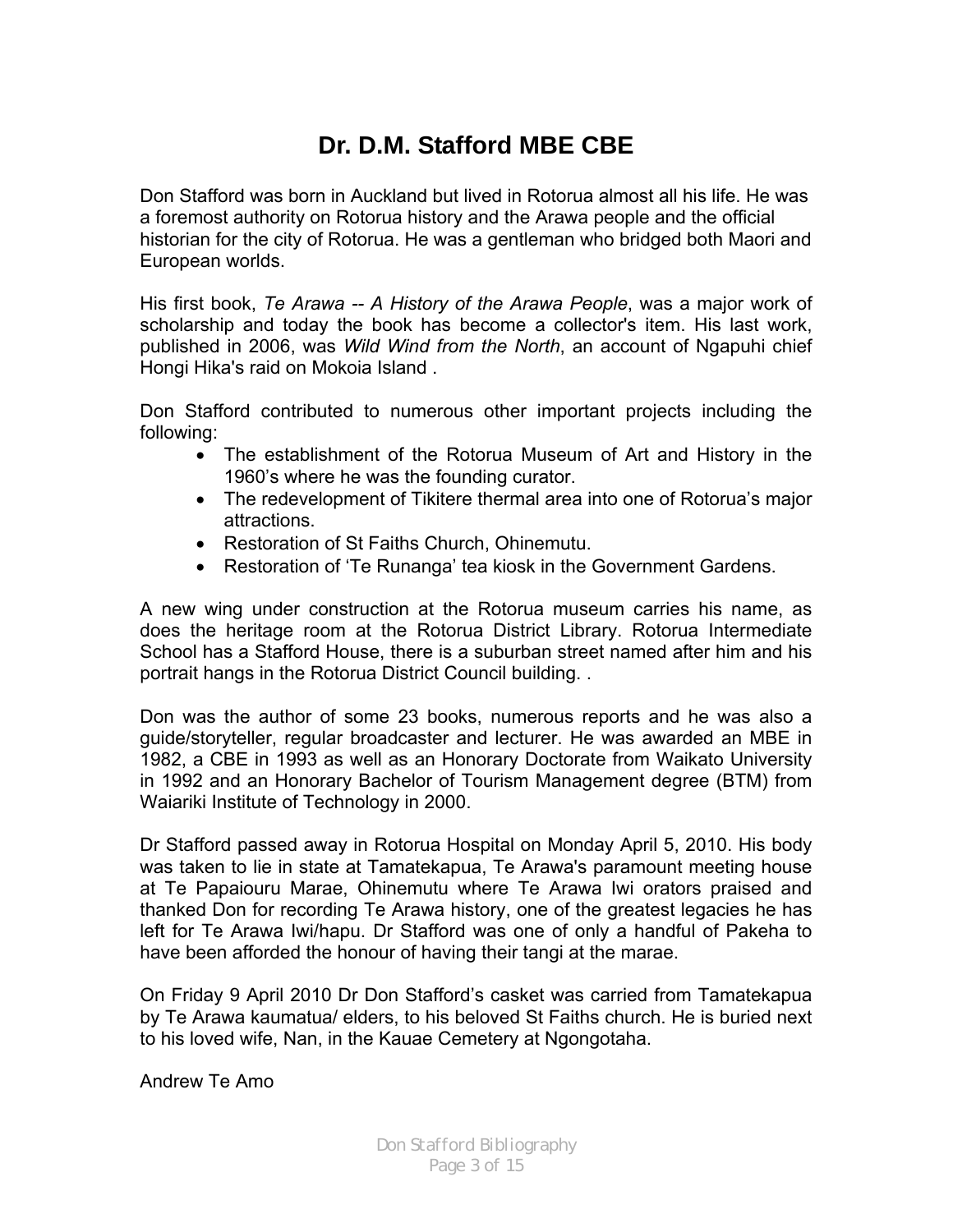# Dr. D.M. Stafford MBE CBE

Don Stafford was born in Auckland but lived in Rotorua almost all his life. He was a foremost authority on Rotorua history and the Arawa people and the official historian for the city of Rotorua. He was a gentleman who bridged both Maori and European worlds.

His first book, *Te Arawa -- A History of the Arawa People*, was a major work of scholarship and today the book has become a collector's item. His last work, published in 2006, was *Wild Wind from the North*, an account of Ngapuhi chief Hongi Hika's raid on Mokoia Island .

Don Stafford contributed to numerous other important projects including the following:

- The establishment of the Rotorua Museum of Art and History in the 1960's where he was the founding curator.
- The redevelopment of Tikitere thermal area into one of Rotorua's major attractions.
- Restoration of St Faiths Church, Ohinemutu.
- Restoration of 'Te Runanga' tea kiosk in the Government Gardens.

A new wing under construction at the Rotorua museum carries his name, as does the heritage room at the Rotorua District Library. Rotorua Intermediate School has a Stafford House, there is a suburban street named after him and his portrait hangs in the Rotorua District Council building. .

Don was the author of some 23 books, numerous reports and he was also a guide/storyteller, regular broadcaster and lecturer. He was awarded an MBE in 1982, a CBE in 1993 as well as an Honorary Doctorate from Waikato University in 1992 and an Honorary Bachelor of Tourism Management degree (BTM) from Waiariki Institute of Technology in 2000.

Dr Stafford passed away in Rotorua Hospital on Monday April 5, 2010. His body was taken to lie in state at Tamatekapua, Te Arawa's paramount meeting house at Te Papaiouru Marae, Ohinemutu where Te Arawa Iwi orators praised and thanked Don for recording Te Arawa history, one of the greatest legacies he has left for Te Arawa Iwi/hapu. Dr Stafford was one of only a handful of Pakeha to have been afforded the honour of having their tangi at the marae.

On Friday 9 April 2010 Dr Don Stafford's casket was carried from Tamatekapua by Te Arawa kaumatua/ elders, to his beloved St Faiths church. He is buried next to his loved wife, Nan, in the Kauae Cemetery at Ngongotaha.

Andrew Te Amo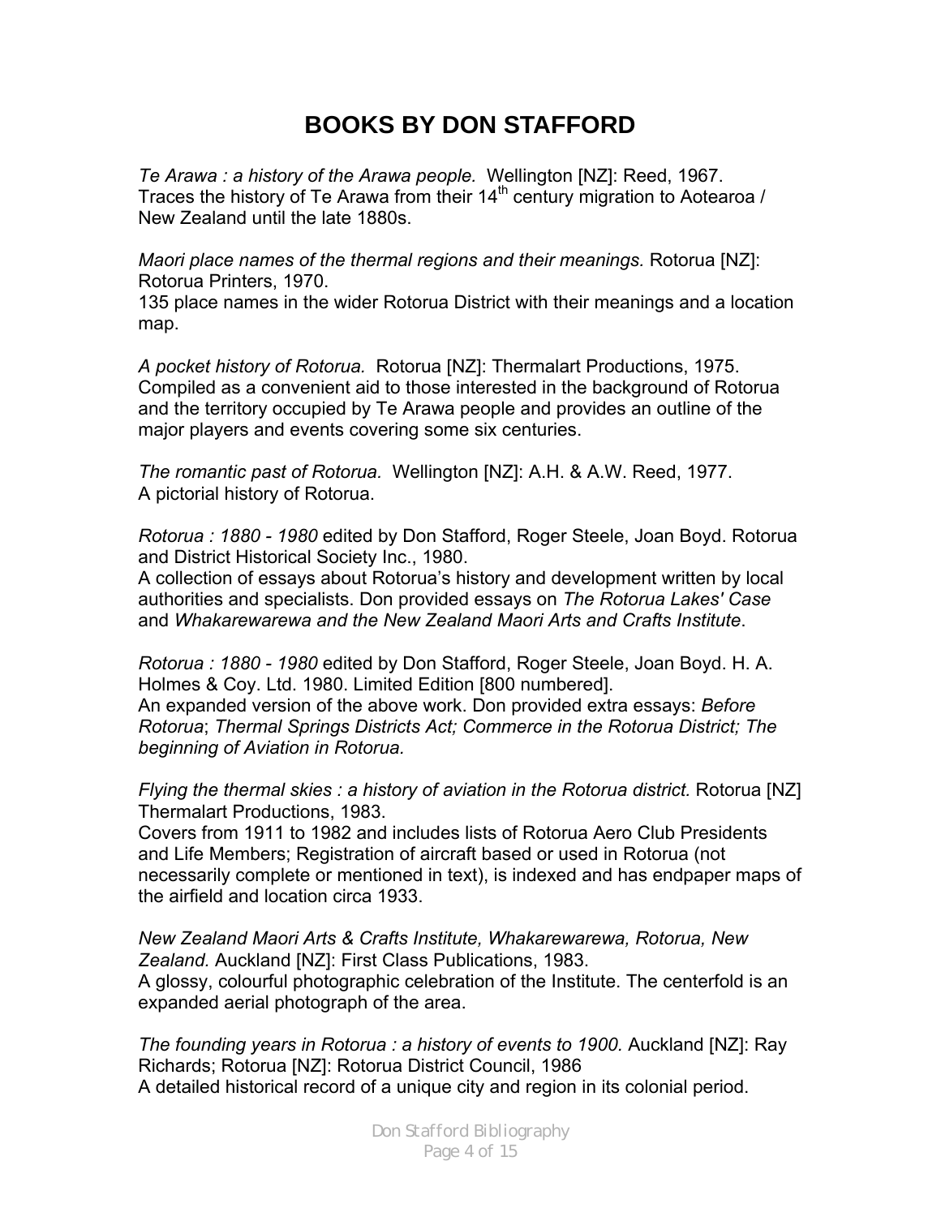# BOOKS BY DON STAFFORD

*Te Arawa : a history of the Arawa people.* Wellington [NZ]: Reed, 1967.
Traces the history of Te Arawa from their 14th century migration to Aotearoa / New Zealand until the late 1880s.

*Maori place names of the thermal regions and their meanings.* Rotorua [NZ]: Rotorua Printers, 1970.
135 place names in the wider Rotorua District with their meanings and a location map.

*A pocket history of Rotorua.* Rotorua [NZ]: Thermalart Productions, 1975.
Compiled as a convenient aid to those interested in the background of Rotorua and the territory occupied by Te Arawa people and provides an outline of the major players and events covering some six centuries.

*The romantic past of Rotorua.* Wellington [NZ]: A.H. & A.W. Reed, 1977.
A pictorial history of Rotorua.

*Rotorua : 1880 - 1980* edited by Don Stafford, Roger Steele, Joan Boyd. Rotorua and District Historical Society Inc., 1980.
A collection of essays about Rotorua's history and development written by local authorities and specialists. Don provided essays on *The Rotorua Lakes' Case* and *Whakarewarewa and the New Zealand Maori Arts and Crafts Institute*.

*Rotorua : 1880 - 1980* edited by Don Stafford, Roger Steele, Joan Boyd. H. A. Holmes & Coy. Ltd. 1980. Limited Edition [800 numbered].
An expanded version of the above work. Don provided extra essays: *Before Rotorua*; *Thermal Springs Districts Act; Commerce in the Rotorua District; The beginning of Aviation in Rotorua.*

*Flying the thermal skies : a history of aviation in the Rotorua district.* Rotorua [NZ] Thermalart Productions, 1983.
Covers from 1911 to 1982 and includes lists of Rotorua Aero Club Presidents and Life Members; Registration of aircraft based or used in Rotorua (not necessarily complete or mentioned in text), is indexed and has endpaper maps of the airfield and location circa 1933.

*New Zealand Maori Arts & Crafts Institute, Whakarewarewa, Rotorua, New Zealand.* Auckland [NZ]: First Class Publications, 1983.
A glossy, colourful photographic celebration of the Institute. The centerfold is an expanded aerial photograph of the area.

*The founding years in Rotorua : a history of events to 1900.* Auckland [NZ]: Ray Richards; Rotorua [NZ]: Rotorua District Council, 1986
A detailed historical record of a unique city and region in its colonial period.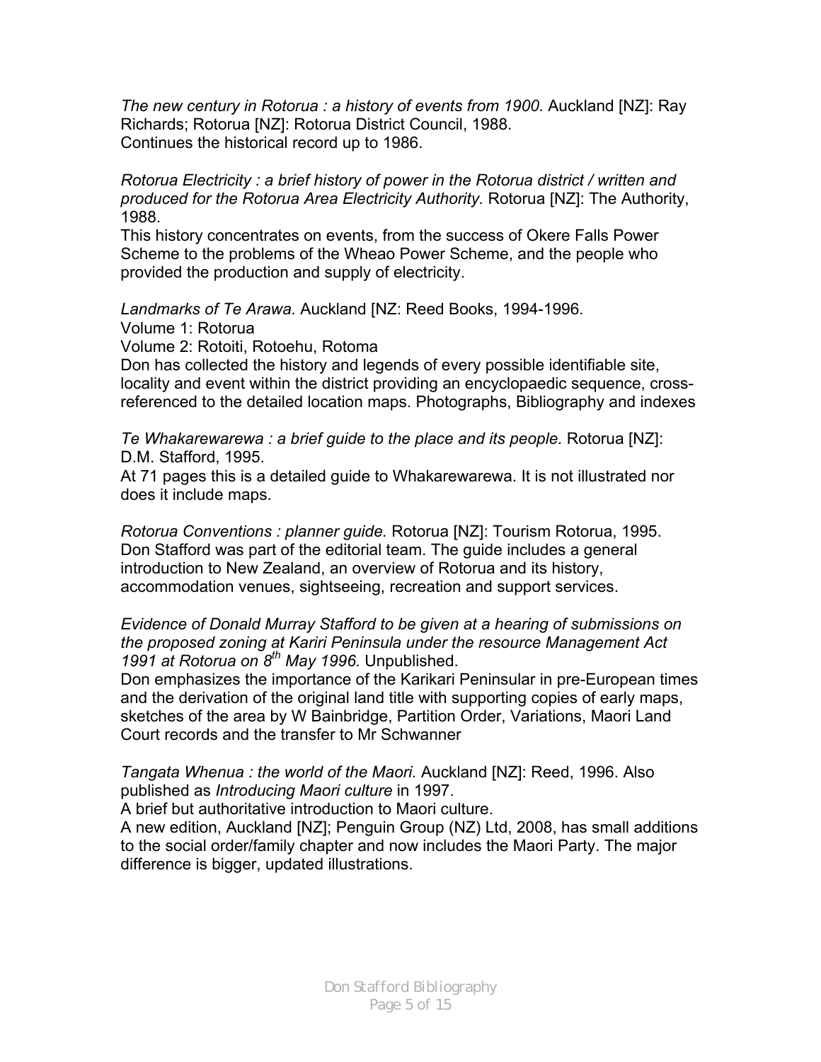*The new century in Rotorua : a history of events from 1900.* Auckland [NZ]: Ray Richards; Rotorua [NZ]: Rotorua District Council, 1988.
Continues the historical record up to 1986.

*Rotorua Electricity : a brief history of power in the Rotorua district / written and produced for the Rotorua Area Electricity Authority.* Rotorua [NZ]: The Authority, 1988.
This history concentrates on events, from the success of Okere Falls Power Scheme to the problems of the Wheao Power Scheme, and the people who provided the production and supply of electricity.

*Landmarks of Te Arawa.* Auckland [NZ: Reed Books, 1994-1996.
Volume 1: Rotorua
Volume 2: Rotoiti, Rotoehu, Rotoma
Don has collected the history and legends of every possible identifiable site, locality and event within the district providing an encyclopaedic sequence, cross-referenced to the detailed location maps. Photographs, Bibliography and indexes

*Te Whakarewarewa : a brief guide to the place and its people.* Rotorua [NZ]: D.M. Stafford, 1995.
At 71 pages this is a detailed guide to Whakarewarewa. It is not illustrated nor does it include maps.

*Rotorua Conventions : planner guide.* Rotorua [NZ]: Tourism Rotorua, 1995.
Don Stafford was part of the editorial team. The guide includes a general introduction to New Zealand, an overview of Rotorua and its history, accommodation venues, sightseeing, recreation and support services.

*Evidence of Donald Murray Stafford to be given at a hearing of submissions on the proposed zoning at Kariri Peninsula under the resource Management Act 1991 at Rotorua on 8th May 1996.* Unpublished.
Don emphasizes the importance of the Karikari Peninsular in pre-European times and the derivation of the original land title with supporting copies of early maps, sketches of the area by W Bainbridge, Partition Order, Variations, Maori Land Court records and the transfer to Mr Schwanner

*Tangata Whenua : the world of the Maori.* Auckland [NZ]: Reed, 1996. Also published as *Introducing Maori culture* in 1997.
A brief but authoritative introduction to Maori culture.
A new edition, Auckland [NZ]; Penguin Group (NZ) Ltd, 2008, has small additions to the social order/family chapter and now includes the Maori Party. The major difference is bigger, updated illustrations.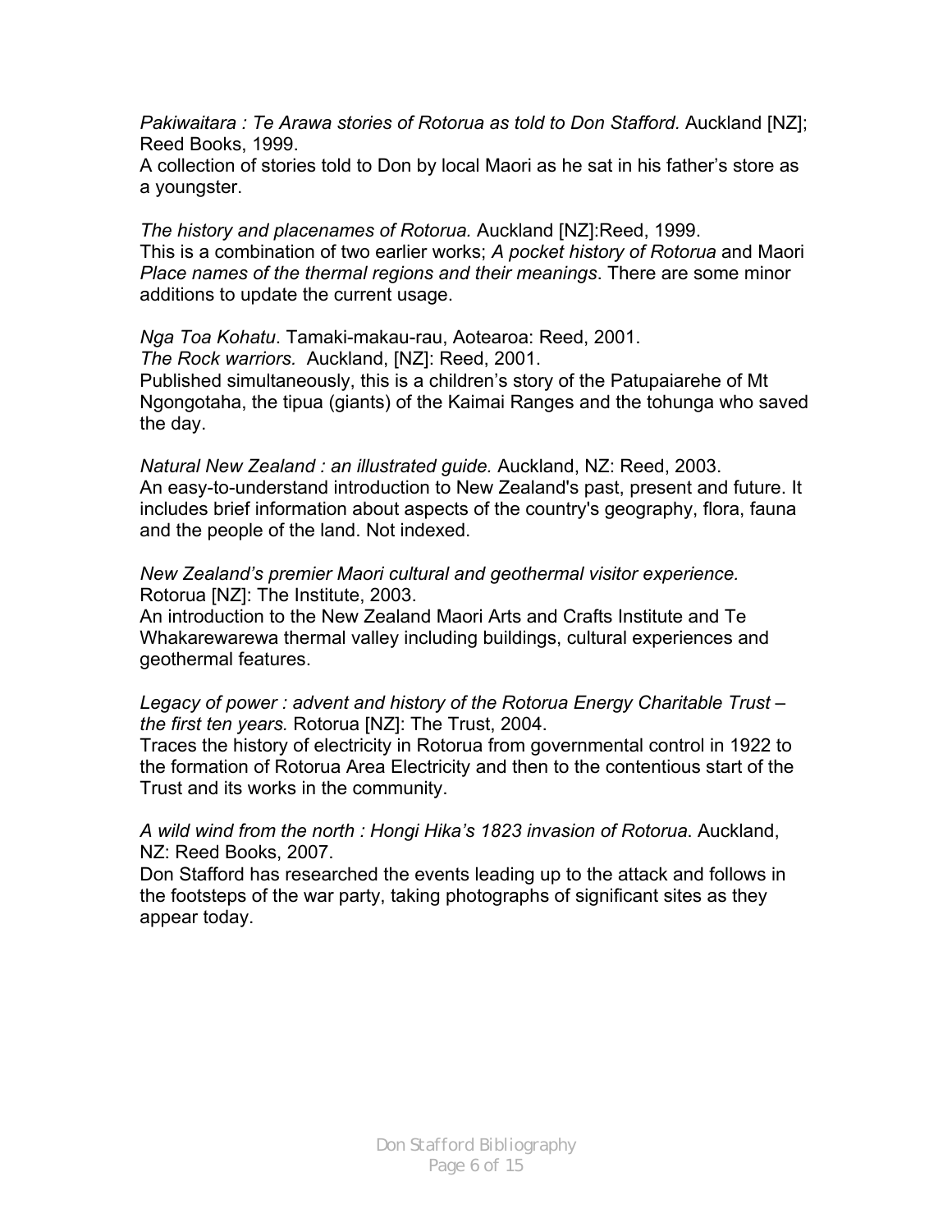*Pakiwaitara : Te Arawa stories of Rotorua as told to Don Stafford.* Auckland [NZ]; Reed Books, 1999.
A collection of stories told to Don by local Maori as he sat in his father's store as a youngster.

*The history and placenames of Rotorua.* Auckland [NZ]:Reed, 1999.
This is a combination of two earlier works; *A pocket history of Rotorua* and Maori *Place names of the thermal regions and their meanings*. There are some minor additions to update the current usage.

*Nga Toa Kohatu*. Tamaki-makau-rau, Aotearoa: Reed, 2001.
*The Rock warriors.* Auckland, [NZ]: Reed, 2001.
Published simultaneously, this is a children's story of the Patupaiarehe of Mt Ngongotaha, the tipua (giants) of the Kaimai Ranges and the tohunga who saved the day.

*Natural New Zealand : an illustrated guide.* Auckland, NZ: Reed, 2003.
An easy-to-understand introduction to New Zealand's past, present and future. It includes brief information about aspects of the country's geography, flora, fauna and the people of the land. Not indexed.

*New Zealand's premier Maori cultural and geothermal visitor experience.* Rotorua [NZ]: The Institute, 2003.
An introduction to the New Zealand Maori Arts and Crafts Institute and Te Whakarewarewa thermal valley including buildings, cultural experiences and geothermal features.

*Legacy of power : advent and history of the Rotorua Energy Charitable Trust – the first ten years.* Rotorua [NZ]: The Trust, 2004.
Traces the history of electricity in Rotorua from governmental control in 1922 to the formation of Rotorua Area Electricity and then to the contentious start of the Trust and its works in the community.

*A wild wind from the north : Hongi Hika's 1823 invasion of Rotorua.* Auckland, NZ: Reed Books, 2007.
Don Stafford has researched the events leading up to the attack and follows in the footsteps of the war party, taking photographs of significant sites as they appear today.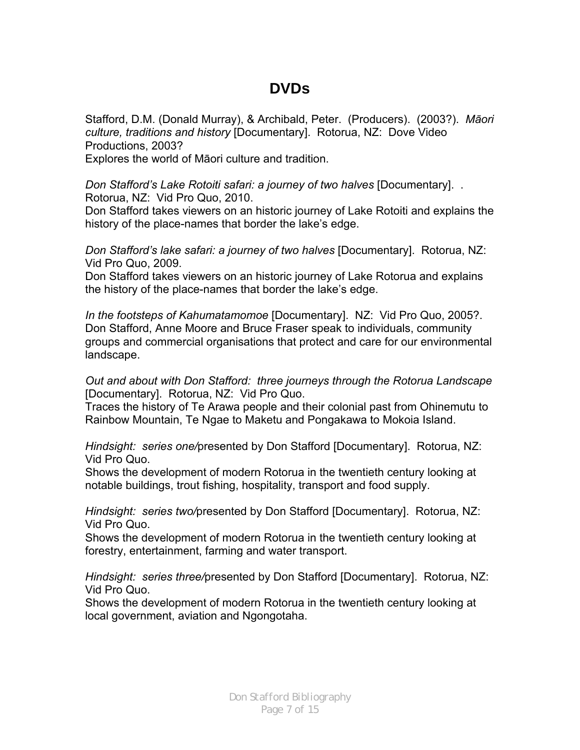# DVDs

Stafford, D.M. (Donald Murray), & Archibald, Peter. (Producers). (2003?). *Māori culture, traditions and history* [Documentary]. Rotorua, NZ: Dove Video Productions, 2003?
Explores the world of Māori culture and tradition.

*Don Stafford's Lake Rotoiti safari: a journey of two halves* [Documentary]. . Rotorua, NZ: Vid Pro Quo, 2010.
Don Stafford takes viewers on an historic journey of Lake Rotoiti and explains the history of the place-names that border the lake's edge.

*Don Stafford's lake safari: a journey of two halves* [Documentary]. Rotorua, NZ: Vid Pro Quo, 2009.
Don Stafford takes viewers on an historic journey of Lake Rotorua and explains the history of the place-names that border the lake's edge.

*In the footsteps of Kahumatamomoe* [Documentary]. NZ: Vid Pro Quo, 2005?.
Don Stafford, Anne Moore and Bruce Fraser speak to individuals, community groups and commercial organisations that protect and care for our environmental landscape.

*Out and about with Don Stafford: three journeys through the Rotorua Landscape* [Documentary]. Rotorua, NZ: Vid Pro Quo.
Traces the history of Te Arawa people and their colonial past from Ohinemutu to Rainbow Mountain, Te Ngae to Maketu and Pongakawa to Mokoia Island.

*Hindsight: series one/*presented by Don Stafford [Documentary]. Rotorua, NZ: Vid Pro Quo.
Shows the development of modern Rotorua in the twentieth century looking at notable buildings, trout fishing, hospitality, transport and food supply.

*Hindsight: series two/*presented by Don Stafford [Documentary]. Rotorua, NZ: Vid Pro Quo.
Shows the development of modern Rotorua in the twentieth century looking at forestry, entertainment, farming and water transport.

*Hindsight: series three/*presented by Don Stafford [Documentary]. Rotorua, NZ: Vid Pro Quo.
Shows the development of modern Rotorua in the twentieth century looking at local government, aviation and Ngongotaha.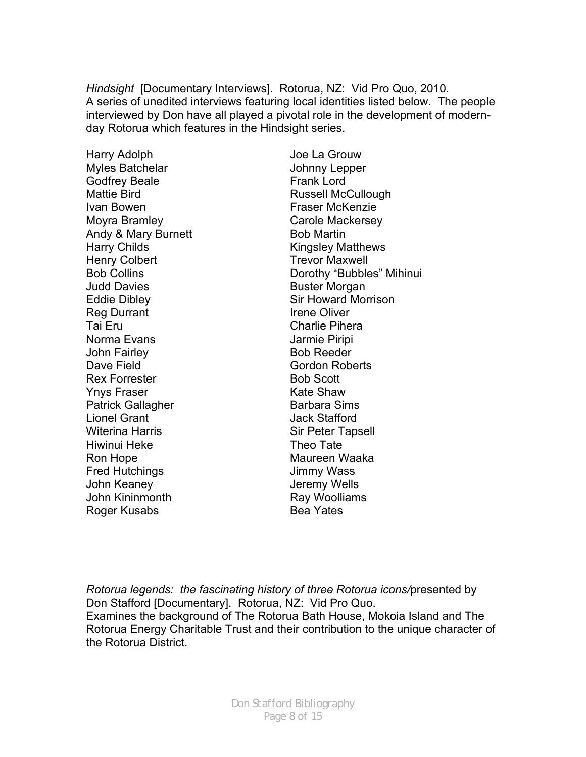*Hindsight* [Documentary Interviews]. Rotorua, NZ: Vid Pro Quo, 2010.
A series of unedited interviews featuring local identities listed below. The people interviewed by Don have all played a pivotal role in the development of modern-day Rotorua which features in the Hindsight series.

Harry Adolph
Myles Batchelar
Godfrey Beale
Mattie Bird
Ivan Bowen
Moyra Bramley
Andy & Mary Burnett
Harry Childs
Henry Colbert
Bob Collins
Judd Davies
Eddie Dibley
Reg Durrant
Tai Eru
Norma Evans
John Fairley
Dave Field
Rex Forrester
Ynys Fraser
Patrick Gallagher
Lionel Grant
Witerina Harris
Hiwinui Heke
Ron Hope
Fred Hutchings
John Keaney
John Kininmonth
Roger Kusabs
Joe La Grouw
Johnny Lepper
Frank Lord
Russell McCullough
Fraser McKenzie
Carole Mackersey
Bob Martin
Kingsley Matthews
Trevor Maxwell
Dorothy "Bubbles" Mihinui
Buster Morgan
Sir Howard Morrison
Irene Oliver
Charlie Pihera
Jarmie Piripi
Bob Reeder
Gordon Roberts
Bob Scott
Kate Shaw
Barbara Sims
Jack Stafford
Sir Peter Tapsell
Theo Tate
Maureen Waaka
Jimmy Wass
Jeremy Wells
Ray Woolliams
Bea Yates

*Rotorua legends: the fascinating history of three Rotorua icons/*presented by Don Stafford [Documentary]. Rotorua, NZ: Vid Pro Quo.
Examines the background of The Rotorua Bath House, Mokoia Island and The Rotorua Energy Charitable Trust and their contribution to the unique character of the Rotorua District.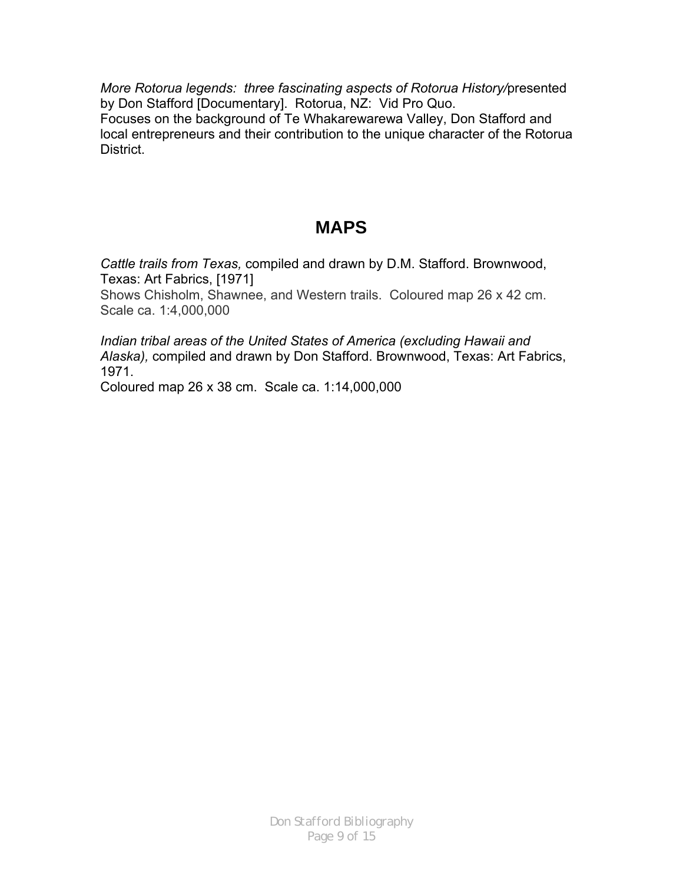*More Rotorua legends: three fascinating aspects of Rotorua History/*presented by Don Stafford [Documentary]. Rotorua, NZ: Vid Pro Quo.
Focuses on the background of Te Whakarewarewa Valley, Don Stafford and local entrepreneurs and their contribution to the unique character of the Rotorua District.

## MAPS

*Cattle trails from Texas,* compiled and drawn by D.M. Stafford. Brownwood, Texas: Art Fabrics, [1971]
Shows Chisholm, Shawnee, and Western trails. Coloured map 26 x 42 cm. Scale ca. 1:4,000,000

*Indian tribal areas of the United States of America (excluding Hawaii and Alaska),* compiled and drawn by Don Stafford. Brownwood, Texas: Art Fabrics, 1971.
Coloured map 26 x 38 cm. Scale ca. 1:14,000,000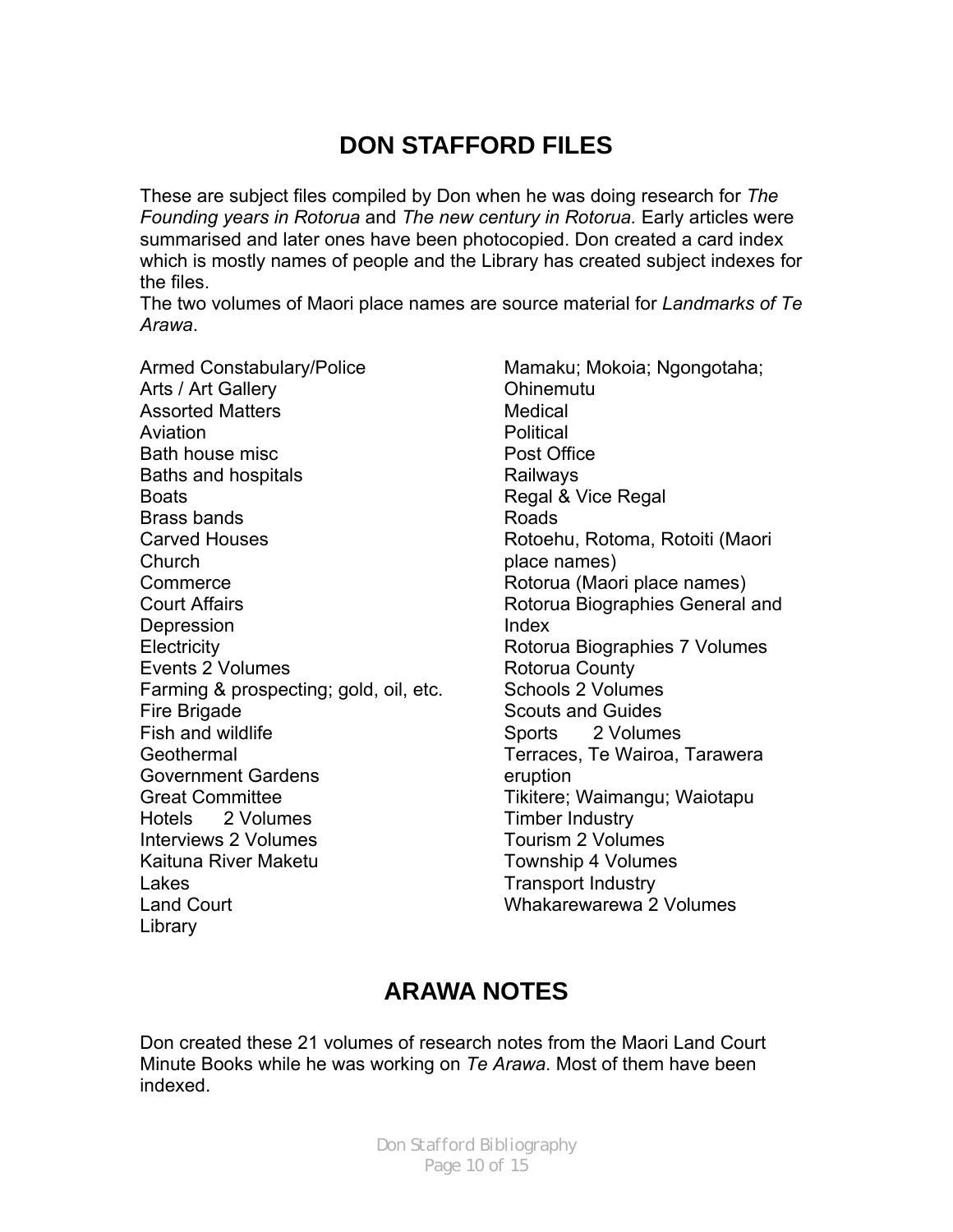# DON STAFFORD FILES

These are subject files compiled by Don when he was doing research for *The Founding years in Rotorua* and *The new century in Rotorua.* Early articles were summarised and later ones have been photocopied. Don created a card index which is mostly names of people and the Library has created subject indexes for the files.

The two volumes of Maori place names are source material for *Landmarks of Te Arawa*.

Armed Constabulary/Police
Arts / Art Gallery
Assorted Matters
Aviation
Bath house misc
Baths and hospitals
Boats
Brass bands
Carved Houses
Church
Commerce
Court Affairs
Depression
Electricity
Events 2 Volumes
Farming & prospecting; gold, oil, etc.
Fire Brigade
Fish and wildlife
Geothermal
Government Gardens
Great Committee
Hotels 2 Volumes
Interviews 2 Volumes
Kaituna River Maketu
Lakes
Land Court
Library
Mamaku; Mokoia; Ngongotaha; Ohinemutu
Medical
Political
Post Office
Railways
Regal & Vice Regal
Roads
Rotoehu, Rotoma, Rotoiti (Maori place names)
Rotorua (Maori place names)
Rotorua Biographies General and Index
Rotorua Biographies 7 Volumes
Rotorua County
Schools 2 Volumes
Scouts and Guides
Sports 2 Volumes
Terraces, Te Wairoa, Tarawera eruption
Tikitere; Waimangu; Waiotapu
Timber Industry
Tourism 2 Volumes
Township 4 Volumes
Transport Industry
Whakarewarewa 2 Volumes

# ARAWA NOTES

Don created these 21 volumes of research notes from the Maori Land Court Minute Books while he was working on *Te Arawa*. Most of them have been indexed.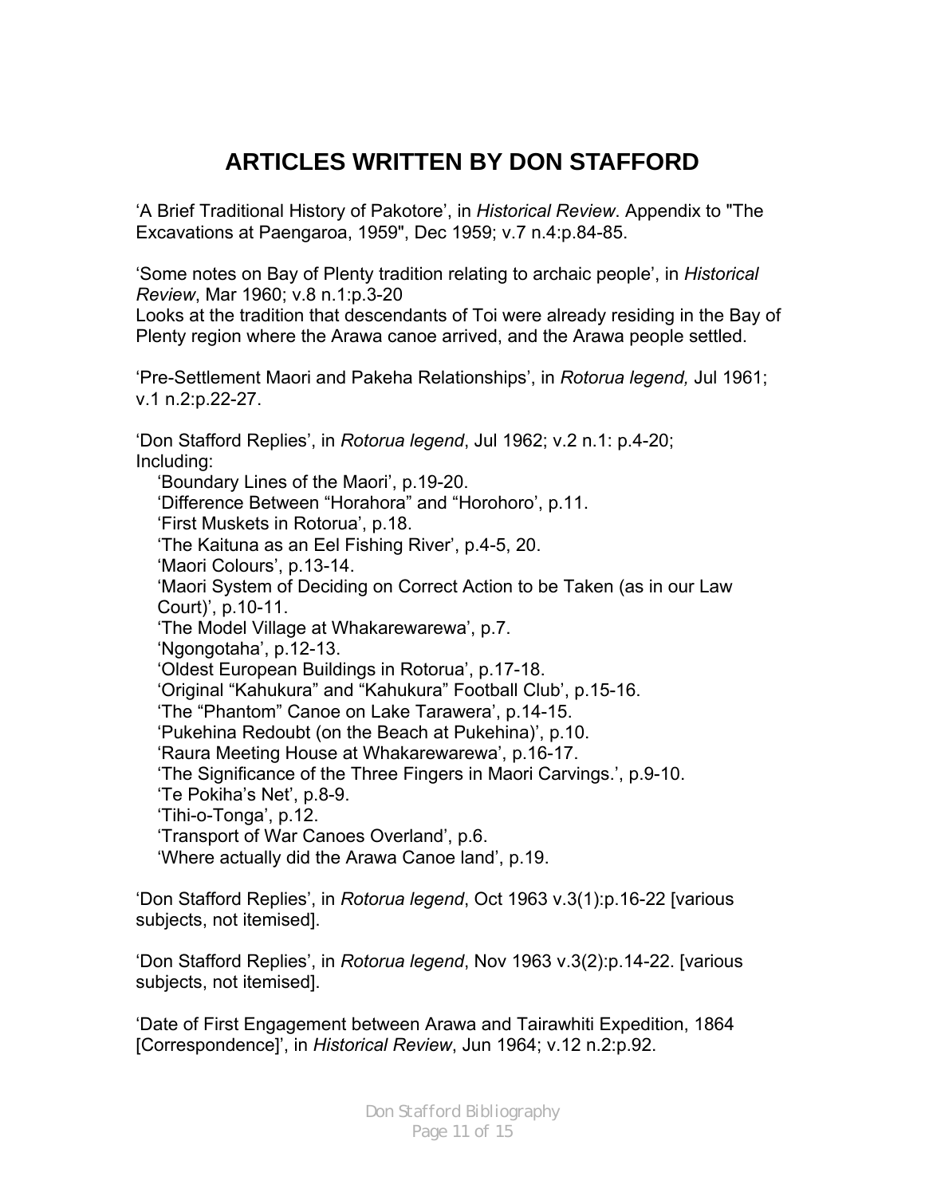# ARTICLES WRITTEN BY DON STAFFORD

'A Brief Traditional History of Pakotore', in *Historical Review*. Appendix to "The Excavations at Paengaroa, 1959", Dec 1959; v.7 n.4:p.84-85.

'Some notes on Bay of Plenty tradition relating to archaic people', in *Historical Review*, Mar 1960; v.8 n.1:p.3-20
Looks at the tradition that descendants of Toi were already residing in the Bay of Plenty region where the Arawa canoe arrived, and the Arawa people settled.

'Pre-Settlement Maori and Pakeha Relationships', in *Rotorua legend,* Jul 1961; v.1 n.2:p.22-27.

'Don Stafford Replies', in *Rotorua legend*, Jul 1962; v.2 n.1: p.4-20;
Including:

- 'Boundary Lines of the Maori', p.19-20.
- 'Difference Between "Horahora" and "Horohoro', p.11.
- 'First Muskets in Rotorua', p.18.
- 'The Kaituna as an Eel Fishing River', p.4-5, 20.
- 'Maori Colours', p.13-14.
- 'Maori System of Deciding on Correct Action to be Taken (as in our Law Court)', p.10-11.
- 'The Model Village at Whakarewarewa', p.7.
- 'Ngongotaha', p.12-13.
- 'Oldest European Buildings in Rotorua', p.17-18.
- 'Original "Kahukura" and "Kahukura" Football Club', p.15-16.
- 'The "Phantom" Canoe on Lake Tarawera', p.14-15.
- 'Pukehina Redoubt (on the Beach at Pukehina)', p.10.
- 'Raura Meeting House at Whakarewarewa', p.16-17.
- 'The Significance of the Three Fingers in Maori Carvings.', p.9-10.
- 'Te Pokiha's Net', p.8-9.
- 'Tihi-o-Tonga', p.12.
- 'Transport of War Canoes Overland', p.6.
- 'Where actually did the Arawa Canoe land', p.19.

'Don Stafford Replies', in *Rotorua legend*, Oct 1963 v.3(1):p.16-22 [various subjects, not itemised].

'Don Stafford Replies', in *Rotorua legend*, Nov 1963 v.3(2):p.14-22. [various subjects, not itemised].

'Date of First Engagement between Arawa and Tairawhiti Expedition, 1864 [Correspondence]', in *Historical Review*, Jun 1964; v.12 n.2:p.92.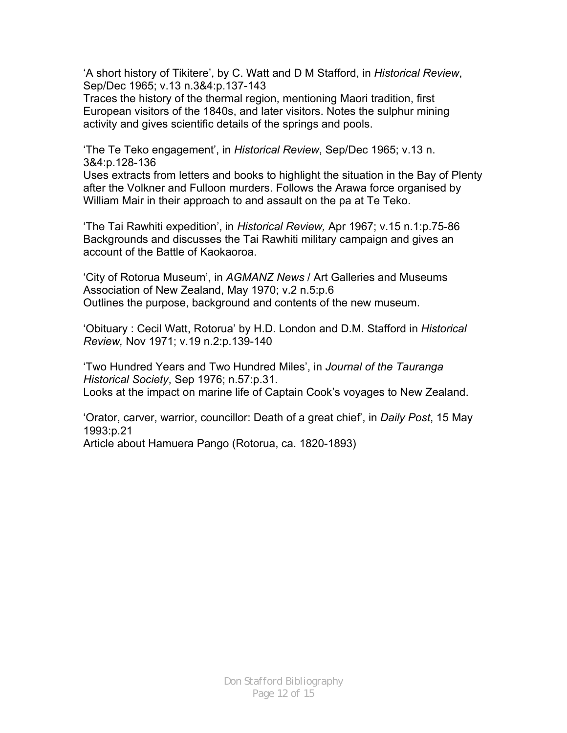'A short history of Tikitere', by C. Watt and D M Stafford, in *Historical Review*, Sep/Dec 1965; v.13 n.3&4:p.137-143
Traces the history of the thermal region, mentioning Maori tradition, first European visitors of the 1840s, and later visitors. Notes the sulphur mining activity and gives scientific details of the springs and pools.

'The Te Teko engagement', in *Historical Review*, Sep/Dec 1965; v.13 n. 3&4:p.128-136
Uses extracts from letters and books to highlight the situation in the Bay of Plenty after the Volkner and Fulloon murders. Follows the Arawa force organised by William Mair in their approach to and assault on the pa at Te Teko.

'The Tai Rawhiti expedition', in *Historical Review,* Apr 1967; v.15 n.1:p.75-86
Backgrounds and discusses the Tai Rawhiti military campaign and gives an account of the Battle of Kaokaoroa.

'City of Rotorua Museum', in *AGMANZ News* / Art Galleries and Museums Association of New Zealand, May 1970; v.2 n.5:p.6
Outlines the purpose, background and contents of the new museum.

'Obituary : Cecil Watt, Rotorua' by H.D. London and D.M. Stafford in *Historical Review,* Nov 1971; v.19 n.2:p.139-140

'Two Hundred Years and Two Hundred Miles', in *Journal of the Tauranga Historical Society*, Sep 1976; n.57:p.31.
Looks at the impact on marine life of Captain Cook's voyages to New Zealand.

'Orator, carver, warrior, councillor: Death of a great chief', in *Daily Post*, 15 May 1993:p.21
Article about Hamuera Pango (Rotorua, ca. 1820-1893)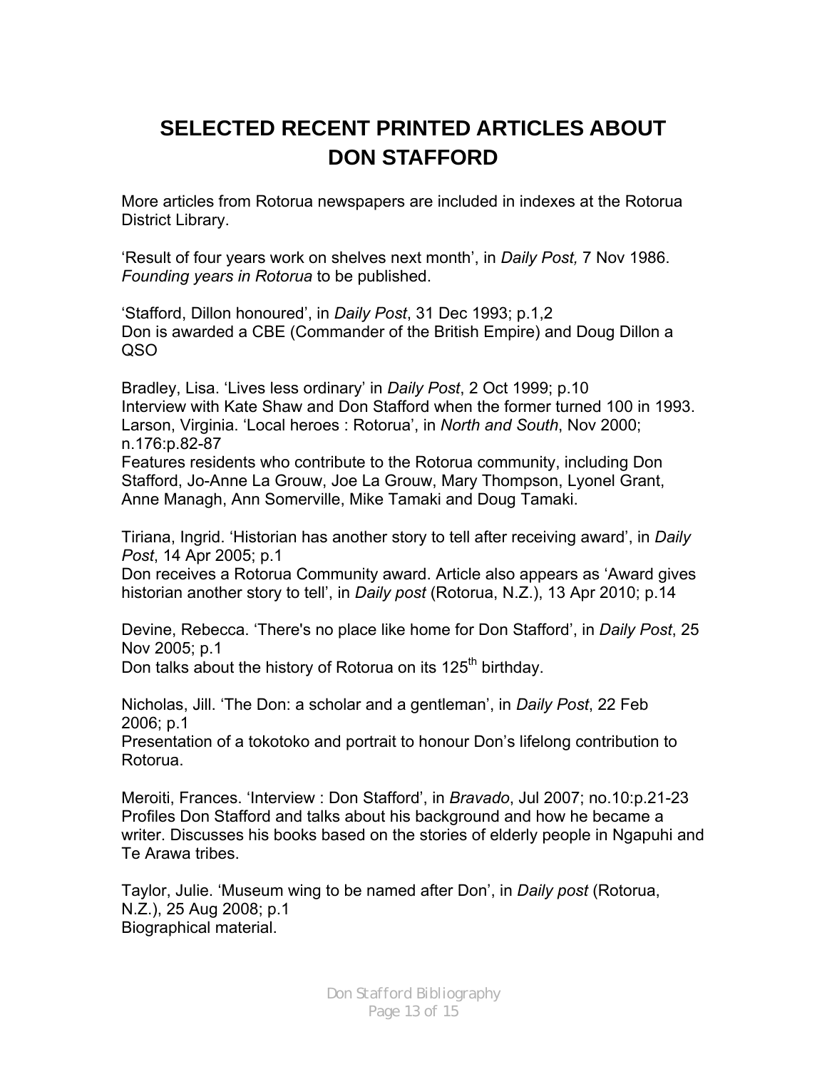# SELECTED RECENT PRINTED ARTICLES ABOUT DON STAFFORD

More articles from Rotorua newspapers are included in indexes at the Rotorua District Library.

'Result of four years work on shelves next month', in *Daily Post,* 7 Nov 1986. *Founding years in Rotorua* to be published.

'Stafford, Dillon honoured', in *Daily Post*, 31 Dec 1993; p.1,2
Don is awarded a CBE (Commander of the British Empire) and Doug Dillon a QSO

Bradley, Lisa. 'Lives less ordinary' in *Daily Post*, 2 Oct 1999; p.10
Interview with Kate Shaw and Don Stafford when the former turned 100 in 1993.
Larson, Virginia. 'Local heroes : Rotorua', in *North and South*, Nov 2000; n.176:p.82-87
Features residents who contribute to the Rotorua community, including Don Stafford, Jo-Anne La Grouw, Joe La Grouw, Mary Thompson, Lyonel Grant, Anne Managh, Ann Somerville, Mike Tamaki and Doug Tamaki.

Tiriana, Ingrid. 'Historian has another story to tell after receiving award', in *Daily Post*, 14 Apr 2005; p.1
Don receives a Rotorua Community award. Article also appears as 'Award gives historian another story to tell', in *Daily post* (Rotorua, N.Z.), 13 Apr 2010; p.14

Devine, Rebecca. 'There's no place like home for Don Stafford', in *Daily Post*, 25 Nov 2005; p.1
Don talks about the history of Rotorua on its 125th birthday.

Nicholas, Jill. 'The Don: a scholar and a gentleman', in *Daily Post*, 22 Feb 2006; p.1
Presentation of a tokotoko and portrait to honour Don's lifelong contribution to Rotorua.

Meroiti, Frances. 'Interview : Don Stafford', in *Bravado*, Jul 2007; no.10:p.21-23
Profiles Don Stafford and talks about his background and how he became a writer. Discusses his books based on the stories of elderly people in Ngapuhi and Te Arawa tribes.

Taylor, Julie. 'Museum wing to be named after Don', in *Daily post* (Rotorua, N.Z.), 25 Aug 2008; p.1
Biographical material.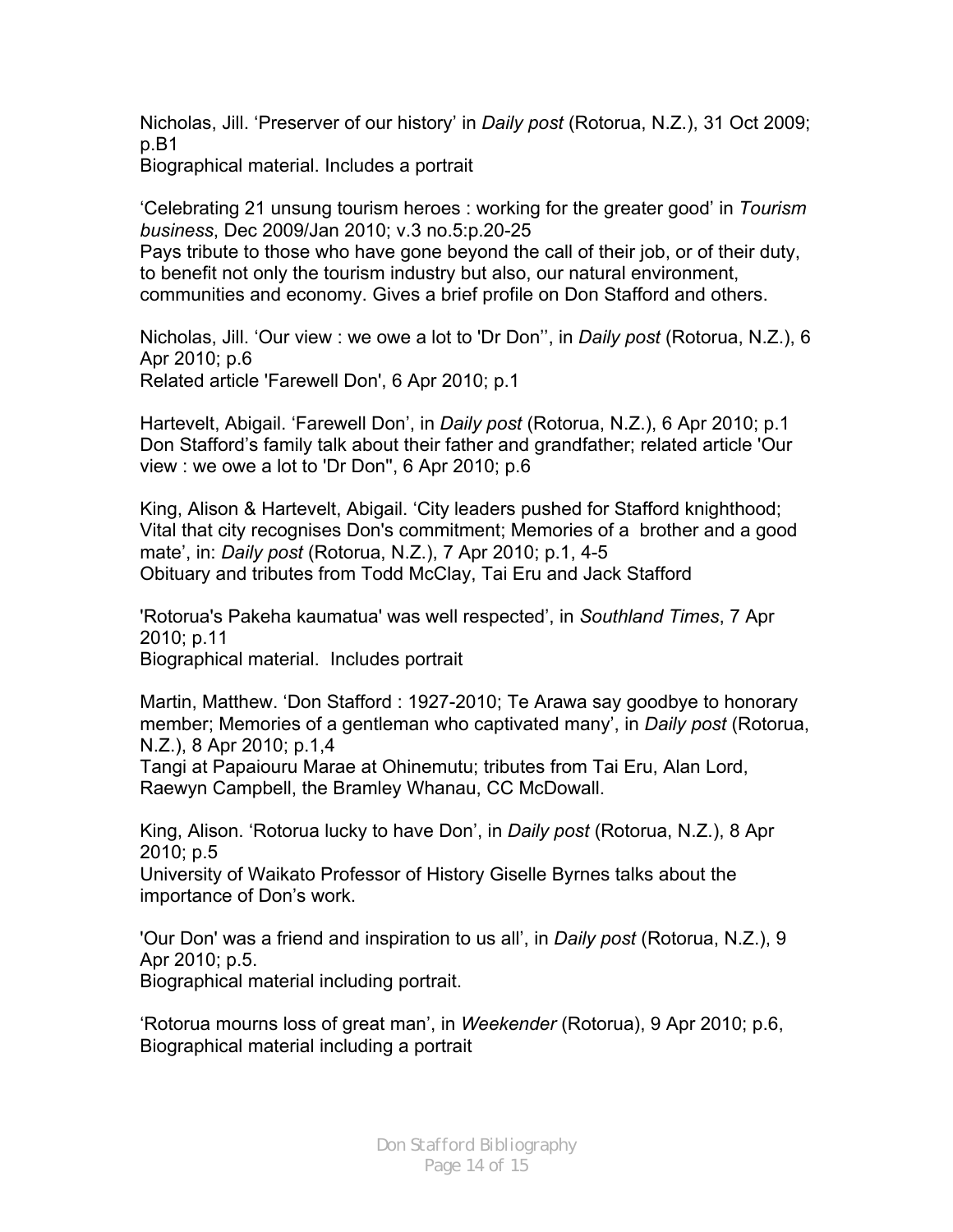Nicholas, Jill. 'Preserver of our history' in *Daily post* (Rotorua, N.Z.), 31 Oct 2009; p.B1
Biographical material. Includes a portrait

'Celebrating 21 unsung tourism heroes : working for the greater good' in *Tourism business*, Dec 2009/Jan 2010; v.3 no.5:p.20-25
Pays tribute to those who have gone beyond the call of their job, or of their duty, to benefit not only the tourism industry but also, our natural environment, communities and economy. Gives a brief profile on Don Stafford and others.

Nicholas, Jill. 'Our view : we owe a lot to 'Dr Don'', in *Daily post* (Rotorua, N.Z.), 6 Apr 2010; p.6
Related article 'Farewell Don', 6 Apr 2010; p.1

Hartevelt, Abigail. 'Farewell Don', in *Daily post* (Rotorua, N.Z.), 6 Apr 2010; p.1
Don Stafford's family talk about their father and grandfather; related article 'Our view : we owe a lot to 'Dr Don'', 6 Apr 2010; p.6

King, Alison & Hartevelt, Abigail. 'City leaders pushed for Stafford knighthood; Vital that city recognises Don's commitment; Memories of a brother and a good mate', in: *Daily post* (Rotorua, N.Z.), 7 Apr 2010; p.1, 4-5
Obituary and tributes from Todd McClay, Tai Eru and Jack Stafford

'Rotorua's Pakeha kaumatua' was well respected', in *Southland Times*, 7 Apr 2010; p.11
Biographical material. Includes portrait

Martin, Matthew. 'Don Stafford : 1927-2010; Te Arawa say goodbye to honorary member; Memories of a gentleman who captivated many', in *Daily post* (Rotorua, N.Z.), 8 Apr 2010; p.1,4
Tangi at Papaiouru Marae at Ohinemutu; tributes from Tai Eru, Alan Lord, Raewyn Campbell, the Bramley Whanau, CC McDowall.

King, Alison. 'Rotorua lucky to have Don', in *Daily post* (Rotorua, N.Z.), 8 Apr 2010; p.5
University of Waikato Professor of History Giselle Byrnes talks about the importance of Don's work.

'Our Don' was a friend and inspiration to us all', in *Daily post* (Rotorua, N.Z.), 9 Apr 2010; p.5.
Biographical material including portrait.

'Rotorua mourns loss of great man', in *Weekender* (Rotorua), 9 Apr 2010; p.6,
Biographical material including a portrait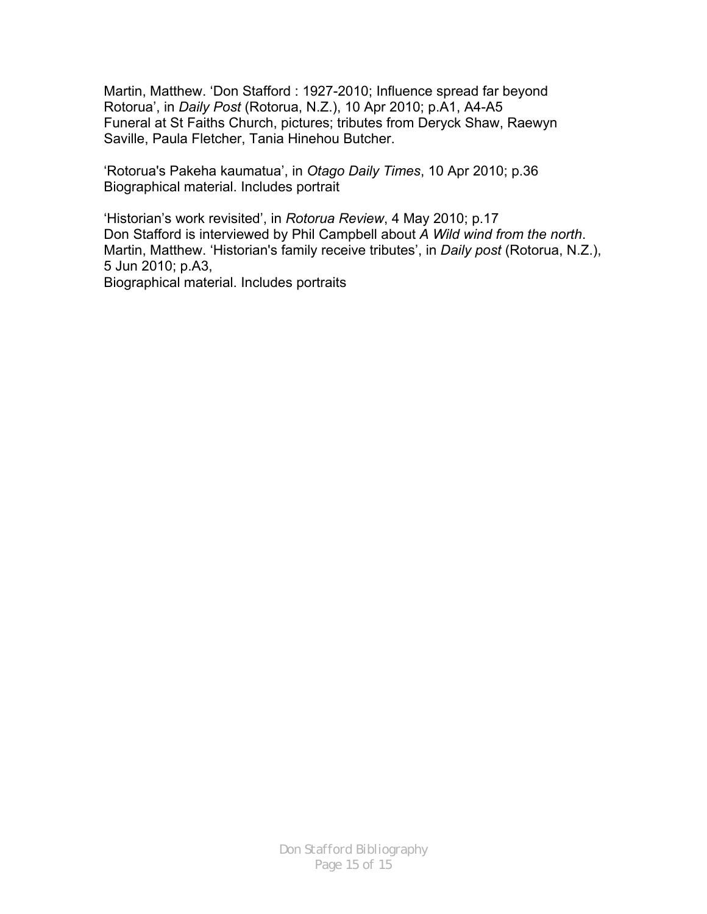Martin, Matthew. 'Don Stafford : 1927-2010; Influence spread far beyond Rotorua', in *Daily Post* (Rotorua, N.Z.), 10 Apr 2010; p.A1, A4-A5
Funeral at St Faiths Church, pictures; tributes from Deryck Shaw, Raewyn Saville, Paula Fletcher, Tania Hinehou Butcher.

'Rotorua's Pakeha kaumatua', in *Otago Daily Times*, 10 Apr 2010; p.36
Biographical material. Includes portrait

'Historian's work revisited', in *Rotorua Review*, 4 May 2010; p.17
Don Stafford is interviewed by Phil Campbell about *A Wild wind from the north*.
Martin, Matthew. 'Historian's family receive tributes', in *Daily post* (Rotorua, N.Z.), 5 Jun 2010; p.A3,
Biographical material. Includes portraits